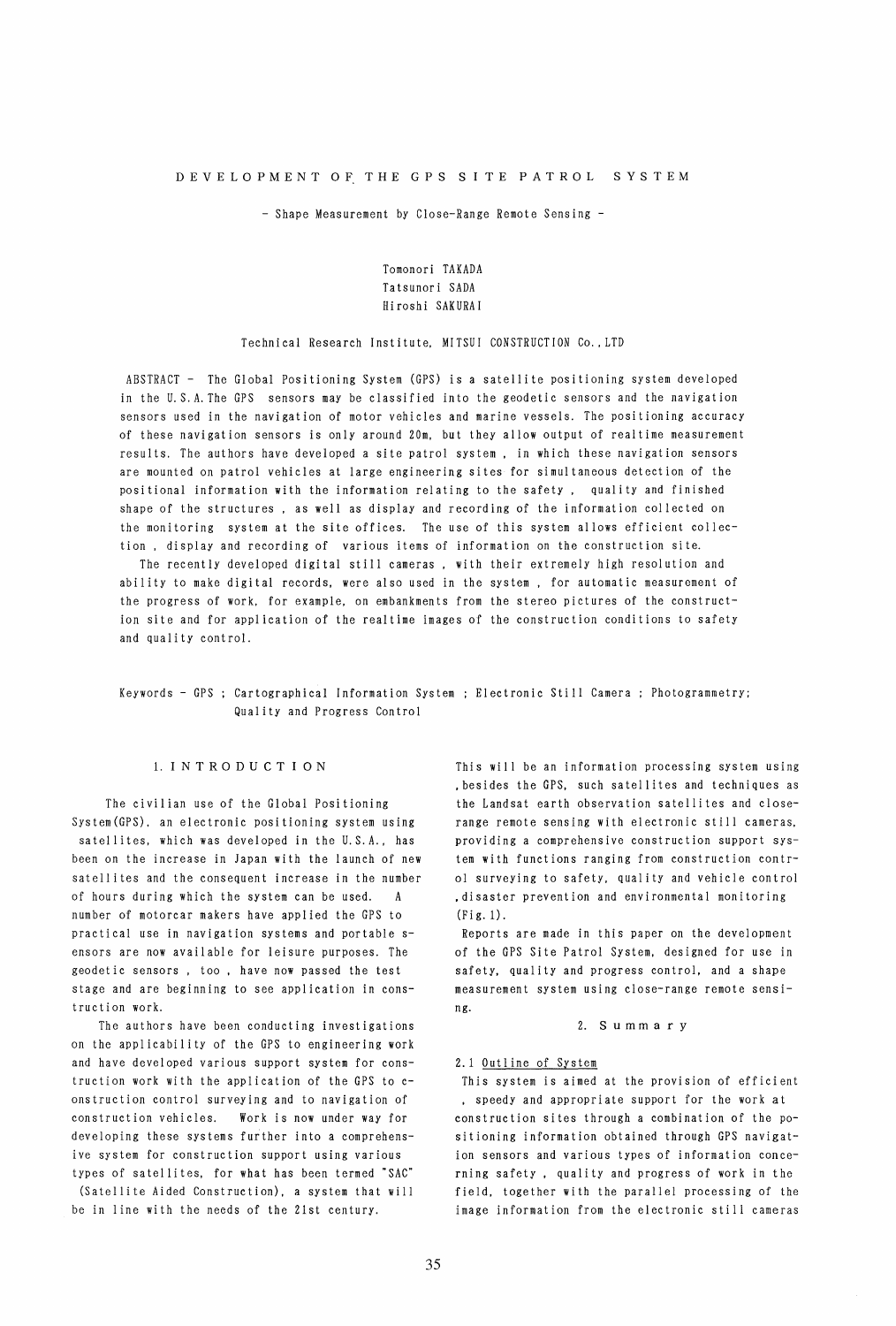# DEVELOPMENT OF THE GPS SITE PATROL SYSTEM

## - Shape Measurement by Close-Range Remote Sensing -

Tomonori TAKADA
Tatsunori SADA
Hiroshi SAKURAI

Technical Research Institute, MITSUI CONSTRUCTION Co.,LTD

ABSTRACT - The Global Positioning System (GPS) is a satellite positioning system developed in the U.S.A. The GPS sensors may be classified into the geodetic sensors and the navigation sensors used in the navigation of motor vehicles and marine vessels. The positioning accuracy of these navigation sensors is only around 20m, but they allow output of realtime measurement results. The authors have developed a site patrol system , in which these navigation sensors are mounted on patrol vehicles at large engineering sites for simultaneous detection of the positional information with the information relating to the safety , quality and finished shape of the structures , as well as display and recording of the information collected on the monitoring system at the site offices. The use of this system allows efficient collection , display and recording of various items of information on the construction site.

The recently developed digital still cameras , with their extremely high resolution and ability to make digital records, were also used in the system , for automatic measurement of the progress of work, for example, on embankments from the stereo pictures of the construction site and for application of the realtime images of the construction conditions to safety and quality control.

Keywords - GPS ; Cartographical Information System ; Electronic Still Camera ; Photogrammetry; Quality and Progress Control

## 1. INTRODUCTION

The civilian use of the Global Positioning System(GPS), an electronic positioning system using satellites, which was developed in the U.S.A., has been on the increase in Japan with the launch of new satellites and the consequent increase in the number of hours during which the system can be used. A number of motorcar makers have applied the GPS to practical use in navigation systems and portable sensors are now available for leisure purposes. The geodetic sensors , too , have now passed the test stage and are beginning to see application in construction work.

The authors have been conducting investigations on the applicability of the GPS to engineering work and have developed various support system for construction work with the application of the GPS to construction control surveying and to navigation of construction vehicles. Work is now under way for developing these systems further into a comprehensive system for construction support using various types of satellites, for what has been termed "SAC" (Satellite Aided Construction), a system that will be in line with the needs of the 21st century. This will be an information processing system using ,besides the GPS, such satellites and techniques as the Landsat earth observation satellites and close-range remote sensing with electronic still cameras, providing a comprehensive construction support system with functions ranging from construction control surveying to safety, quality and vehicle control ,disaster prevention and environmental monitoring (Fig.1).

Reports are made in this paper on the development of the GPS Site Patrol System, designed for use in safety, quality and progress control, and a shape measurement system using close-range remote sensing.

## 2. Summary

### 2.1 Outline of System

This system is aimed at the provision of efficient , speedy and appropriate support for the work at construction sites through a combination of the positioning information obtained through GPS navigation sensors and various types of information concerning safety , quality and progress of work in the field, together with the parallel processing of the image information from the electronic still cameras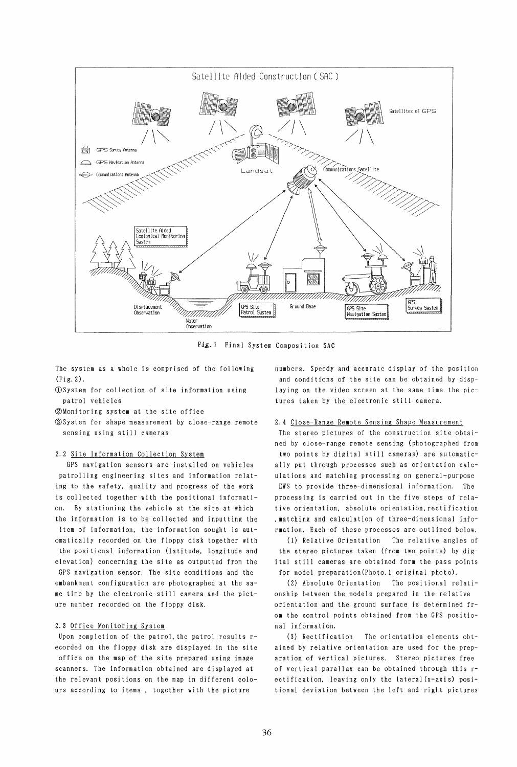Fig. 1 Final System Composition SAC

The system as a whole is comprised of the following (Fig. 2).

① System for collection of site information using patrol vehicles

② Monitoring system at the site office

③ System for shape measurement by close-range remote sensing using still cameras

## 2.2 Site Information Collection System

GPS navigation sensors are installed on vehicles patrolling engineering sites and information relating to the safety, quality and progress of the work is collected together with the positional information. By stationing the vehicle at the site at which the information is to be collected and inputting the item of information, the information sought is automatically recorded on the floppy disk together with the positional information (latitude, longitude and elevation) concerning the site as outputted from the GPS navigation sensor. The site conditions and the embankment configuration are photographed at the same time by the electronic still camera and the picture number recorded on the floppy disk.

## 2.3 Office Monitoring System

Upon completion of the patrol, the patrol results recorded on the floppy disk are displayed in the site office on the map of the site prepared using image scanners. The information obtained are displayed at the relevant positions on the map in different colours according to items , together with the picture numbers. Speedy and accurate display of the position and conditions of the site can be obtained by displaying on the video screen at the same time the pictures taken by the electronic still camera.

## 2.4 Close-Range Remote Sensing Shape Measurement

The stereo pictures of the construction site obtained by close-range remote sensing (photographed from two points by digital still cameras) are automatically put through processes such as orientation calculations and matching processing on general-purpose EWS to provide three-dimensional information. The processing is carried out in the five steps of relative orientation, absolute orientation, rectification , matching and calculation of three-dimensional information. Each of these processes are outlined below.

(1) Relative Orientation The relative angles of the stereo pictures taken (from two points) by digital still cameras are obtained form the pass points for model preparation(Photo.1 original photo).

(2) Absolute Orientation The positional relationship between the models prepared in the relative orientation and the ground surface is determined from the control points obtained from the GPS positional information.

(3) Rectification The orientation elements obtained by relative orientation are used for the preparation of vertical pictures. Stereo pictures free of vertical parallax can be obtained through this rectification, leaving only the lateral(x-axis) positional deviation between the left and right pictures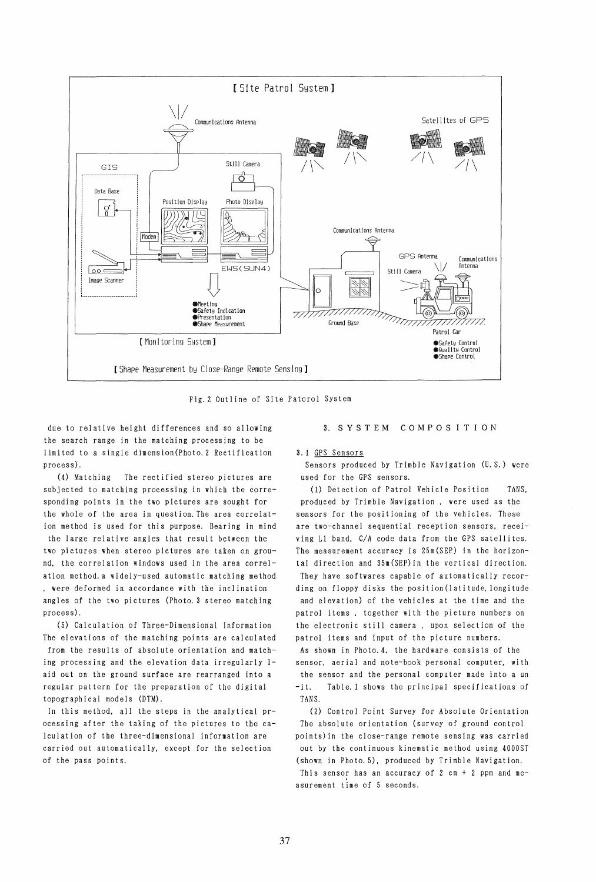Fig.2 Outline of Site Patorol System

due to relative height differences and so allowing the search range in the matching processing to be limited to a single dimension(Photo.2 Rectification process).

(4) Matching The rectified stereo pictures are subjected to matching processing in which the corresponding points in the two pictures are sought for the whole of the area in question. The area correlation method is used for this purpose. Bearing in mind the large relative angles that result between the two pictures when stereo pictures are taken on ground, the correlation windows used in the area correlation method, a widely-used automatic matching method, were deformed in accordance with the inclination angles of the two pictures (Photo.3 stereo matching process).

(5) Calculation of Three-Dimensional Information The elevations of the matching points are calculated from the results of absolute orientation and matching processing and the elevation data irregularly laid out on the ground surface are rearranged into a regular pattern for the preparation of the digital topographical models (DTM).

In this method, all the steps in the analytical processing after the taking of the pictures to the calculation of the three-dimensional information are carried out automatically, except for the selection of the pass points.

## 3. SYSTEM COMPOSITION

### 3.1 GPS Sensors

Sensors produced by Trimble Navigation (U.S.) were used for the GPS sensors.

(1) Detection of Patrol Vehicle Position TANS, produced by Trimble Navigation, were used as the sensors for the positioning of the vehicles. These are two-channel sequential reception sensors, receiving L1 band, C/A code data from the GPS satellites. The measurement accuracy is 25m(SEP) in the horizontal direction and 35m(SEP)in the vertical direction. They have softwares capable of automatically recording on floppy disks the position(latitude, longitude and elevation) of the vehicles at the time and the patrol items, together with the picture numbers on the electronic still camera, upon selection of the patrol items and input of the picture numbers.

As shown in Photo.4, the hardware consists of the sensor, aerial and note-book personal computer, with the sensor and the personal computer made into a unit. Table.1 shows the principal specifications of TANS.

(2) Control Point Survey for Absolute Orientation The absolute orientation (survey of ground control points) in the close-range remote sensing was carried out by the continuous kinematic method using 4000ST (shown in Photo.5), produced by Trimble Navigation. This sensor has an accuracy of 2 cm + 2 ppm and measurement time of 5 seconds.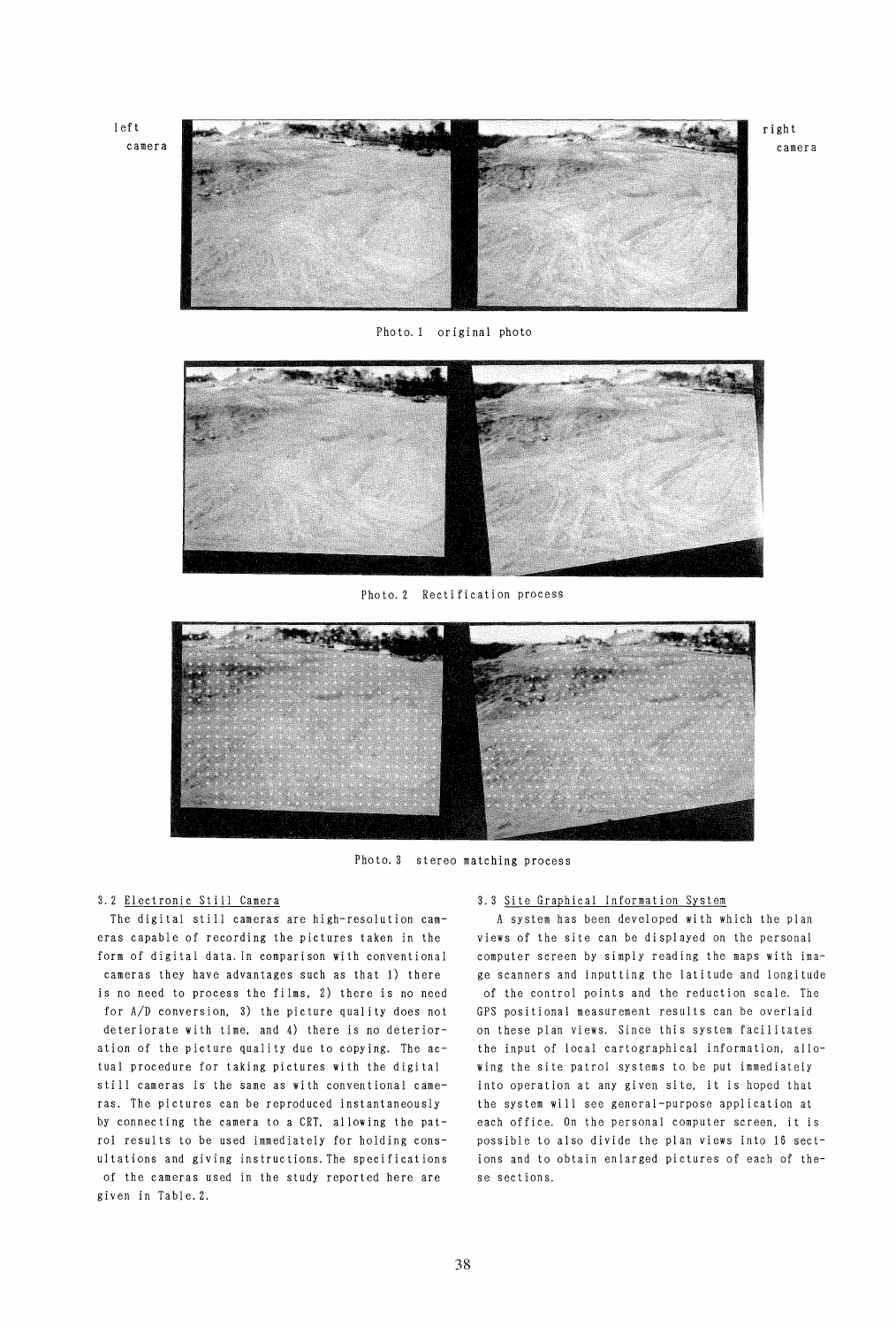left camera

right camera

Photo.1 original photo

Photo.2 Rectification process

Photo.3 stereo matching process

### 3.2 Electronic Still Camera

The digital still cameras are high-resolution cameras capable of recording the pictures taken in the form of digital data. In comparison with conventional cameras they have advantages such as that 1) there is no need to process the films, 2) there is no need for A/D conversion, 3) the picture quality does not deteriorate with time, and 4) there is no deterioration of the picture quality due to copying. The actual procedure for taking pictures with the digital still cameras is the same as with conventional cameras. The pictures can be reproduced instantaneously by connecting the camera to a CRT, allowing the patrol results to be used immediately for holding consultations and giving instructions. The specifications of the cameras used in the study reported here are given in Table.2.

### 3.3 Site Graphical Information System

A system has been developed with which the plan views of the site can be displayed on the personal computer screen by simply reading the maps with image scanners and inputting the latitude and longitude of the control points and the reduction scale. The GPS positional measurement results can be overlaid on these plan views. Since this system facilitates the input of local cartographical information, allowing the site patrol systems to be put immediately into operation at any given site, it is hoped that the system will see general-purpose application at each office. On the personal computer screen, it is possible to also divide the plan views into 16 sections and to obtain enlarged pictures of each of these sections.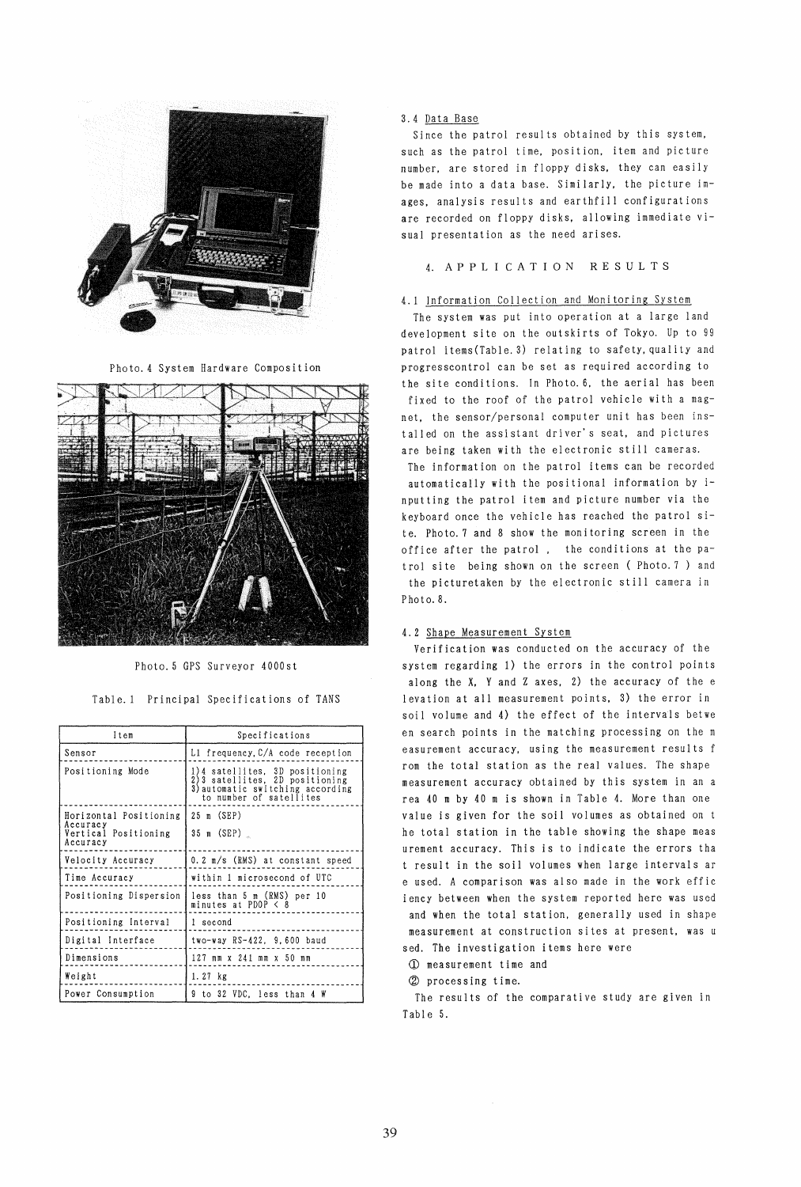Photo. 4 System Hardware Composition

Photo. 5 GPS Surveyor 4000st

Table. 1 Principal Specifications of TANS

| Item | Specifications |
|---|---|
| Sensor | L1 frequency, C/A code reception |
| Positioning Mode | 1) 4 satellites, 3D positioning<br>2) 3 satellites, 2D positioning<br>3) automatic switching according to number of satellites |
| Horizontal Positioning Accuracy<br>Vertical Positioning Accuracy | 25 m (SEP)<br>35 m (SEP) |
| Velocity Accuracy | 0.2 m/s (RMS) at constant speed |
| Time Accuracy | within 1 microsecond of UTC |
| Positioning Dispersion | less than 5 m (RMS) per 10 minutes at PDOP < 8 |
| Positioning Interval | 1 second |
| Digital Interface | two-way RS-422, 9,600 baud |
| Dimensions | 127 mm x 241 mm x 50 mm |
| Weight | 1.27 kg |
| Power Consumption | 9 to 32 VDC, less than 4 W |

### 3.4 Data Base

Since the patrol results obtained by this system, such as the patrol time, position, item and picture number, are stored in floppy disks, they can easily be made into a data base. Similarly, the picture images, analysis results and earthfill configurations are recorded on floppy disks, allowing immediate visual presentation as the need arises.

## 4. APPLICATION RESULTS

### 4.1 Information Collection and Monitoring System

The system was put into operation at a large land development site on the outskirts of Tokyo. Up to 99 patrol items(Table. 3) relating to safety, quality and progresscontrol can be set as required according to the site conditions. In Photo. 6, the aerial has been fixed to the roof of the patrol vehicle with a magnet, the sensor/personal computer unit has been installed on the assistant driver's seat, and pictures are being taken with the electronic still cameras.

The information on the patrol items can be recorded automatically with the positional information by inputting the patrol item and picture number via the keyboard once the vehicle has reached the patrol site. Photo. 7 and 8 show the monitoring screen in the office after the patrol, the conditions at the patrol site being shown on the screen ( Photo. 7 ) and the picturetaken by the electronic still camera in Photo. 8.

### 4.2 Shape Measurement System

Verification was conducted on the accuracy of the system regarding 1) the errors in the control points along the X, Y and Z axes, 2) the accuracy of the elevation at all measurement points, 3) the error in soil volume and 4) the effect of the intervals between search points in the matching processing on the measurement accuracy, using the measurement results from the total station as the real values. The shape measurement accuracy obtained by this system in an area 40 m by 40 m is shown in Table 4. More than one value is given for the soil volumes as obtained on the total station in the table showing the shape measurement accuracy. This is to indicate the errors that result in the soil volumes when large intervals are used. A comparison was also made in the work efficiency between when the system reported here was used and when the total station, generally used in shape measurement at construction sites at present, was used. The investigation items here were

① measurement time and

② processing time.

The results of the comparative study are given in Table 5.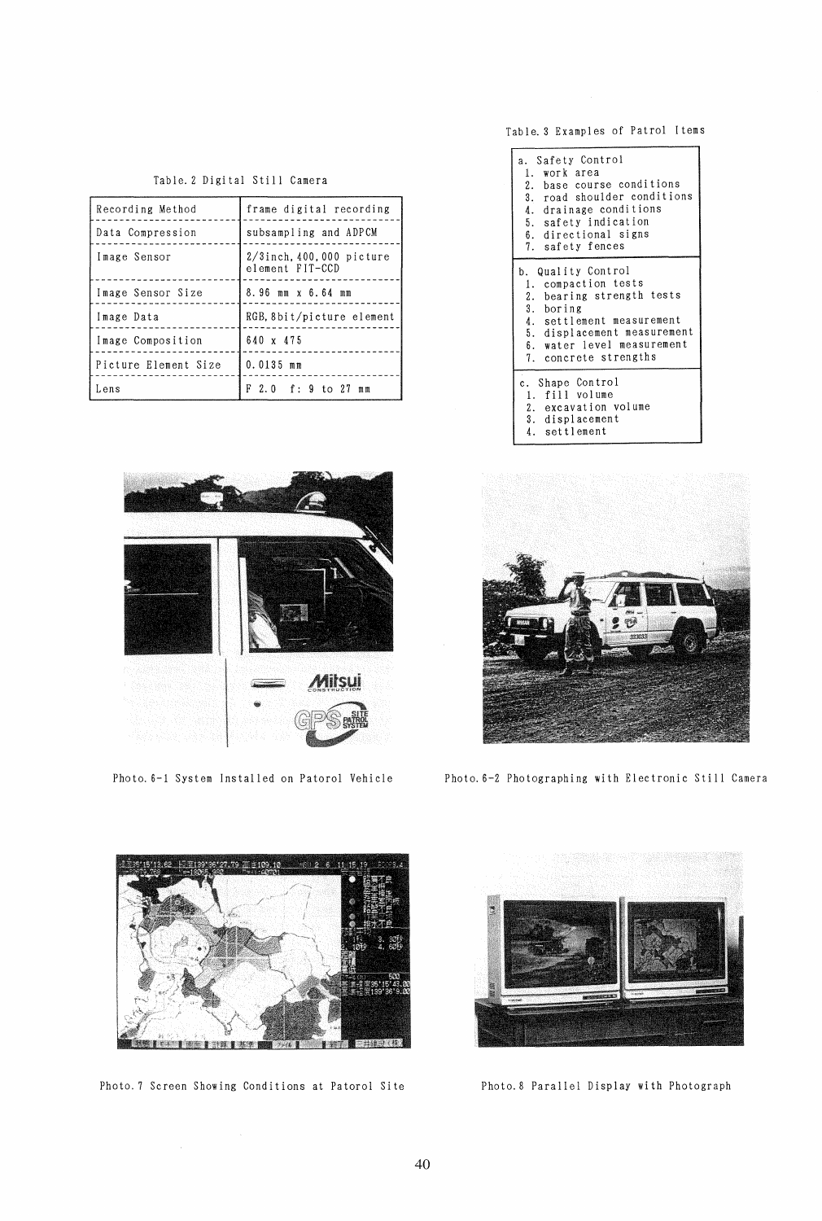Table. 2 Digital Still Camera

| Recording Method | frame digital recording |
|---|---|
| Data Compression | subsampling and ADPCM |
| Image Sensor | 2/3inch, 400,000 picture element FIT-CCD |
| Image Sensor Size | 8.96 mm x 6.64 mm |
| Image Data | RGB, 8bit/picture element |
| Image Composition | 640 x 475 |
| Picture Element Size | 0.0135 mm |
| Lens | F 2.0 f: 9 to 27 mm |

Table. 3 Examples of Patrol Items

| |
|---|
| a. Safety Control<br>1. work area<br>2. base course conditions<br>3. road shoulder conditions<br>4. drainage conditions<br>5. safety indication<br>6. directional signs<br>7. safety fences |
| b. Quality Control<br>1. compaction tests<br>2. bearing strength tests<br>3. boring<br>4. settlement measurement<br>5. displacement measurement<br>6. water level measurement<br>7. concrete strengths |
| c. Shape Control<br>1. fill volume<br>2. excavation volume<br>3. displacement<br>4. settlement |

Photo. 6-1 System Installed on Patorol Vehicle

Photo. 6-2 Photographing with Electronic Still Camera

Photo. 7 Screen Showing Conditions at Patorol Site

Photo. 8 Parallel Display with Photograph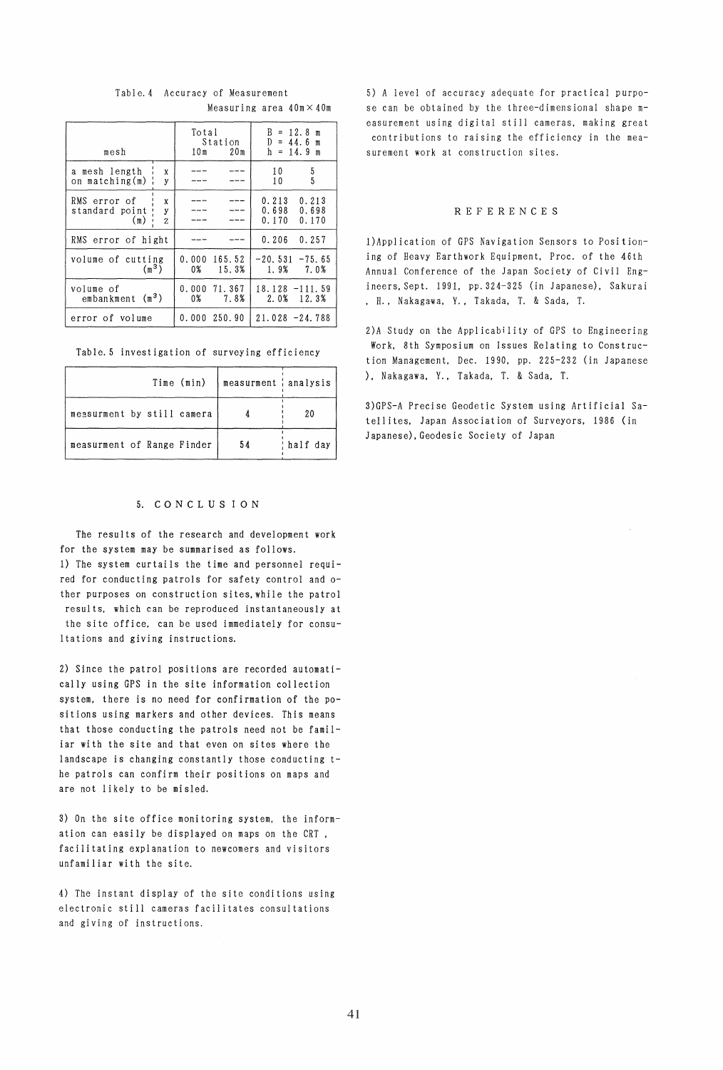Table.4 Accuracy of Measurement

Measuring area 40m×40m

| mesh | | Total Station 10m | Total Station 20m | B = 12.8 m D = 44.6 m h = 14.9 m | |
|---|---|---|---|---|---|
| a mesh length on matching(m) | x | --- | --- | 10 | 5 |
| | y | --- | --- | 10 | 5 |
| RMS error of standard point (m) | x | --- | --- | 0.213 | 0.213 |
| | y | --- | --- | 0.698 | 0.698 |
| | z | --- | --- | 0.170 | 0.170 |
| RMS error of hight | | --- | --- | 0.206 | 0.257 |
| volume of cutting ($m^3$) | | 0.000 0% | 165.52 15.3% | -20.531 1.9% | -75.65 7.0% |
| volume of embankment ($m^3$) | | 0.000 0% | 71.367 7.8% | 18.128 2.0% | -111.59 12.3% |
| error of volume | | 0.000 | 250.90 | 21.028 | -24.788 |

Table.5 investigation of surveying efficiency

| Time (min) | measurement | analysis |
|---|---|---|
| measurment by still camera | 4 | 20 |
| measurment of Range Finder | 54 | half day |

## 5. CONCLUSION

The results of the research and development work for the system may be summarised as follows.

1) The system curtails the time and personnel required for conducting patrols for safety control and other purposes on construction sites, while the patrol results, which can be reproduced instantaneously at the site office, can be used immediately for consultations and giving instructions.

2) Since the patrol positions are recorded automatically using GPS in the site information collection system, there is no need for confirmation of the positions using markers and other devices. This means that those conducting the patrols need not be familiar with the site and that even on sites where the landscape is changing constantly those conducting the patrols can confirm their positions on maps and are not likely to be misled.

3) On the site office monitoring system, the information can easily be displayed on maps on the CRT, facilitating explanation to newcomers and visitors unfamiliar with the site.

4) The instant display of the site conditions using electronic still cameras facilitates consultations and giving of instructions.

5) A level of accuracy adequate for practical purpose can be obtained by the three-dimensional shape measurement using digital still cameras, making great contributions to raising the efficiency in the measurement work at construction sites.

## REFERENCES

1) Application of GPS Navigation Sensors to Positioning of Heavy Earthwork Equipment, Proc. of the 46th Annual Conference of the Japan Society of Civil Engineers, Sept. 1991, pp.324-325 (in Japanese), Sakurai, H., Nakagawa, Y., Takada, T. & Sada, T.

2) A Study on the Applicability of GPS to Engineering Work, 8th Symposium on Issues Relating to Construction Management, Dec. 1990, pp. 225-232 (in Japanese), Nakagawa, Y., Takada, T. & Sada, T.

3) GPS-A Precise Geodetic System using Artificial Satellites, Japan Association of Surveyors, 1986 (in Japanese), Geodesic Society of Japan